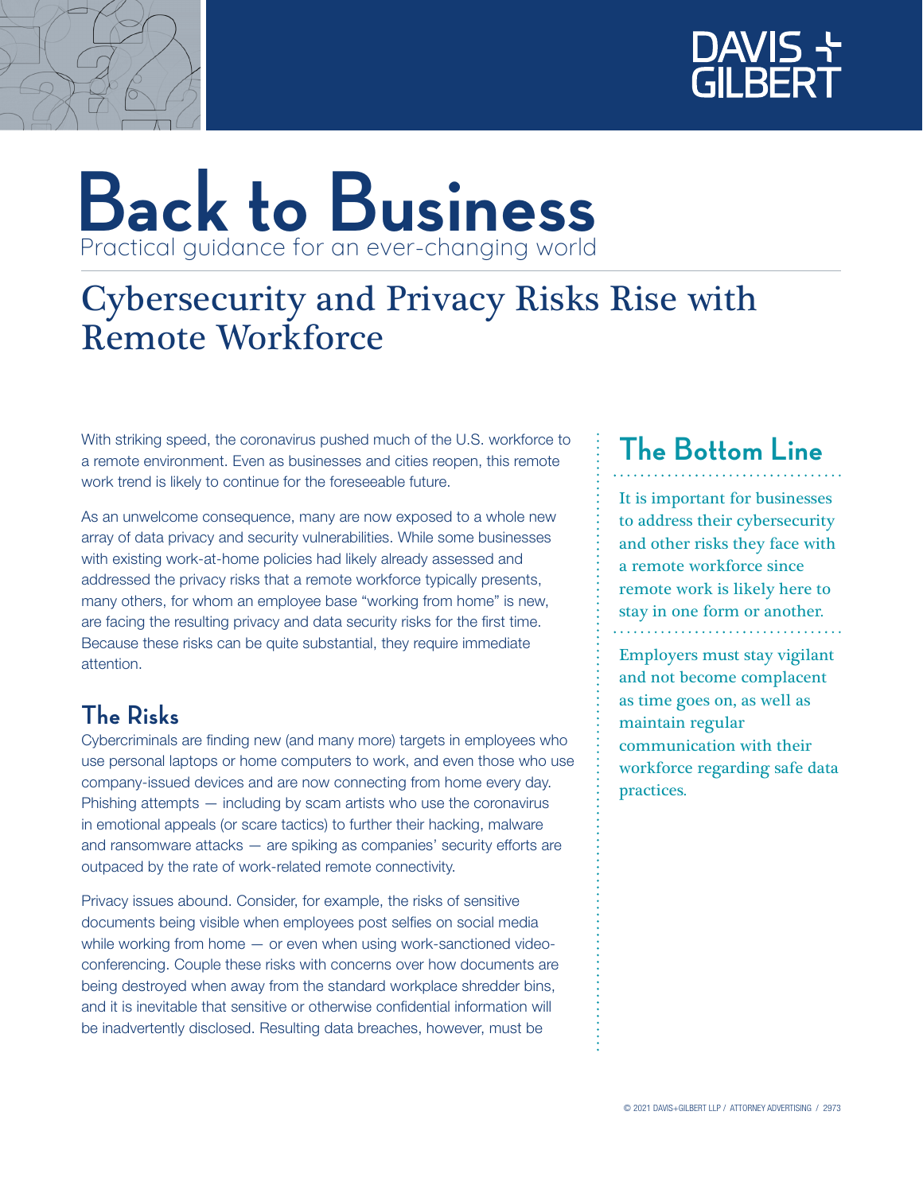DAVIS + GILBERT

# Back to Business

Practical guidance for an ever-changing world

## Cybersecurity and Privacy Risks Rise with Remote Workforce

With striking speed, the coronavirus pushed much of the U.S. workforce to a remote environment. Even as businesses and cities reopen, this remote work trend is likely to continue for the foreseeable future.

As an unwelcome consequence, many are now exposed to a whole new array of data privacy and security vulnerabilities. While some businesses with existing work-at-home policies had likely already assessed and addressed the privacy risks that a remote workforce typically presents, many others, for whom an employee base "working from home" is new, are facing the resulting privacy and data security risks for the first time. Because these risks can be quite substantial, they require immediate attention.

### The Risks

Cybercriminals are finding new (and many more) targets in employees who use personal laptops or home computers to work, and even those who use company-issued devices and are now connecting from home every day. Phishing attempts — including by scam artists who use the coronavirus in emotional appeals (or scare tactics) to further their hacking, malware and ransomware attacks — are spiking as companies' security efforts are outpaced by the rate of work-related remote connectivity.

Privacy issues abound. Consider, for example, the risks of sensitive documents being visible when employees post selfies on social media while working from home — or even when using work-sanctioned video-conferencing. Couple these risks with concerns over how documents are being destroyed when away from the standard workplace shredder bins, and it is inevitable that sensitive or otherwise confidential information will be inadvertently disclosed. Resulting data breaches, however, must be

### The Bottom Line

It is important for businesses to address their cybersecurity and other risks they face with a remote workforce since remote work is likely here to stay in one form or another.

Employers must stay vigilant and not become complacent as time goes on, as well as maintain regular communication with their workforce regarding safe data practices.

© 2021 DAVIS+GILBERT LLP / ATTORNEY ADVERTISING / 2973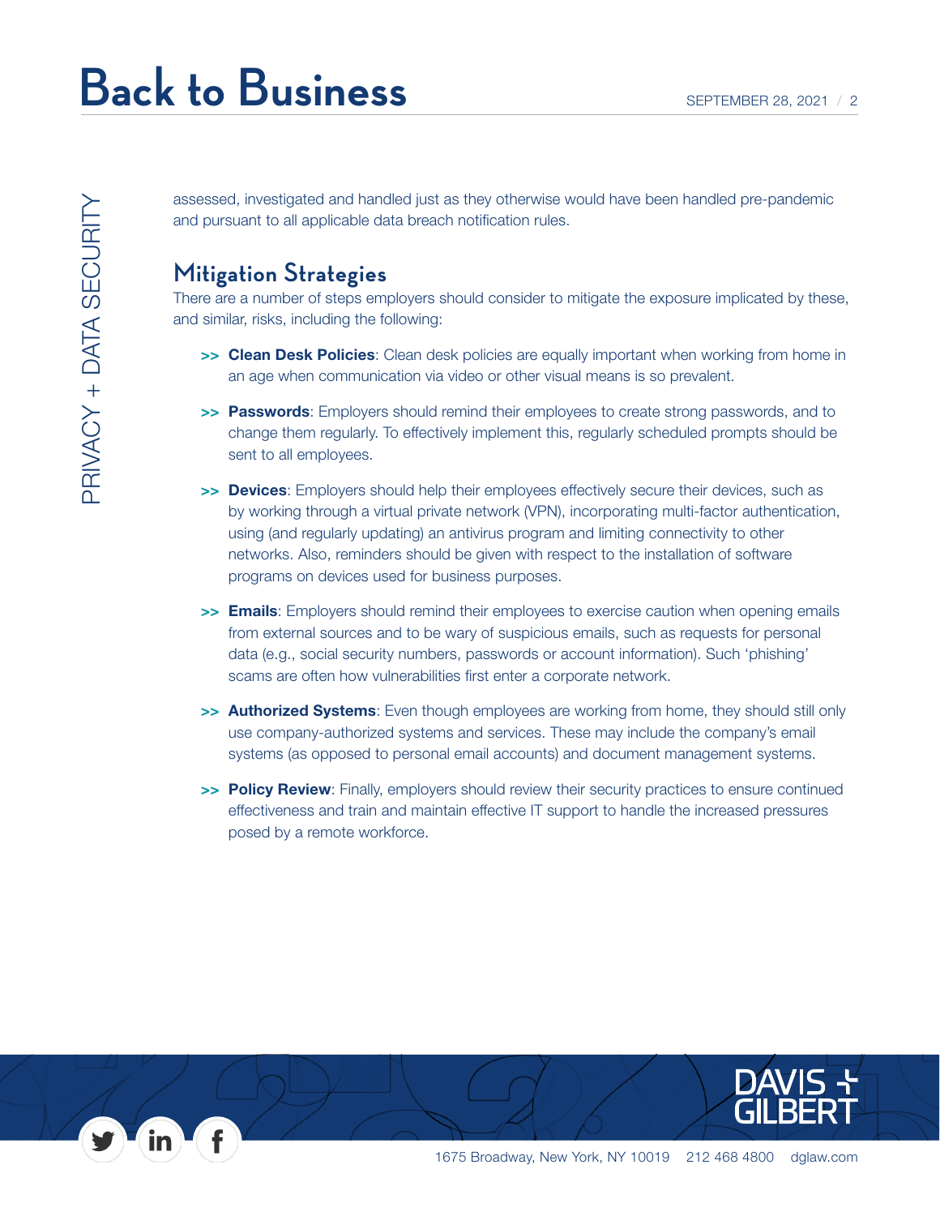assessed, investigated and handled just as they otherwise would have been handled pre-pandemic and pursuant to all applicable data breach notification rules.

## Mitigation Strategies

There are a number of steps employers should consider to mitigate the exposure implicated by these, and similar, risks, including the following:

- **Clean Desk Policies**: Clean desk policies are equally important when working from home in an age when communication via video or other visual means is so prevalent.
- **Passwords**: Employers should remind their employees to create strong passwords, and to change them regularly. To effectively implement this, regularly scheduled prompts should be sent to all employees.
- **Devices**: Employers should help their employees effectively secure their devices, such as by working through a virtual private network (VPN), incorporating multi-factor authentication, using (and regularly updating) an antivirus program and limiting connectivity to other networks. Also, reminders should be given with respect to the installation of software programs on devices used for business purposes.
- **Emails**: Employers should remind their employees to exercise caution when opening emails from external sources and to be wary of suspicious emails, such as requests for personal data (e.g., social security numbers, passwords or account information). Such 'phishing' scams are often how vulnerabilities first enter a corporate network.
- **Authorized Systems**: Even though employees are working from home, they should still only use company-authorized systems and services. These may include the company's email systems (as opposed to personal email accounts) and document management systems.
- **Policy Review**: Finally, employers should review their security practices to ensure continued effectiveness and train and maintain effective IT support to handle the increased pressures posed by a remote workforce.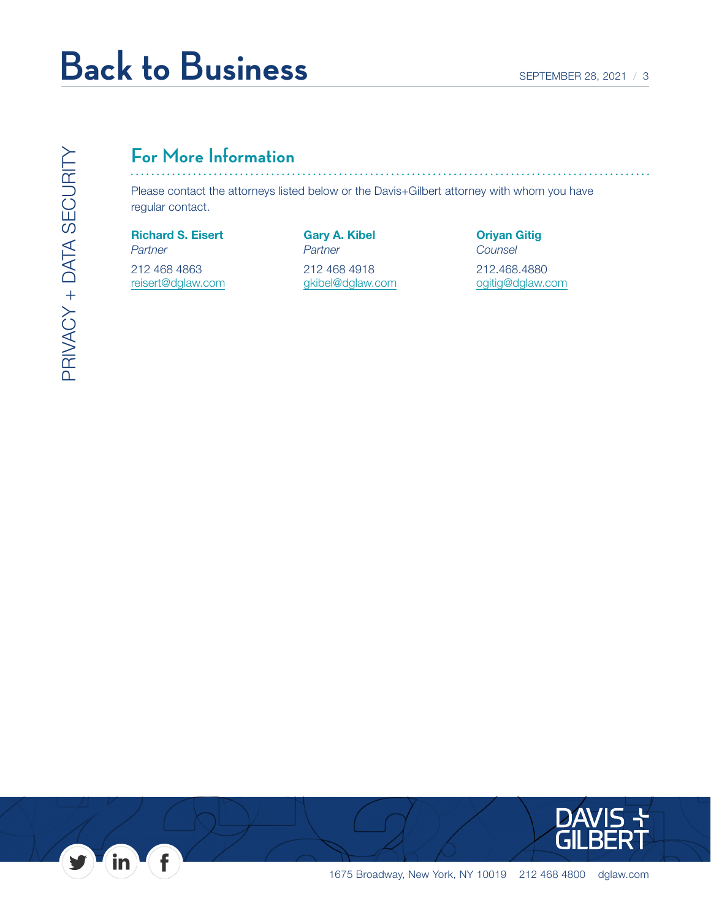## For More Information

Please contact the attorneys listed below or the Davis+Gilbert attorney with whom you have regular contact.

**Richard S. Eisert**
*Partner*
212 468 4863
reisert@dglaw.com

**Gary A. Kibel**
*Partner*
212 468 4918
gkibel@dglaw.com

**Oriyan Gitig**
*Counsel*
212.468.4880
ogitig@dglaw.com

1675 Broadway, New York, NY 10019 212 468 4800 dglaw.com